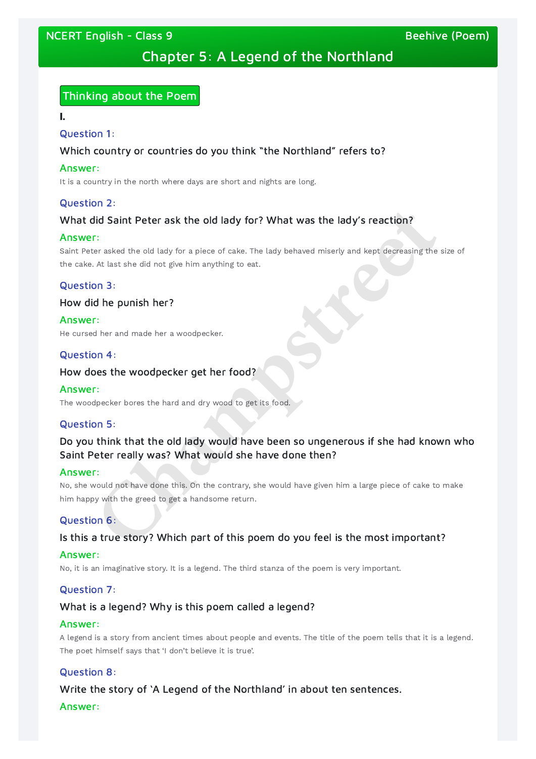# Chapter 5: A Legend of the Northland

## Thinking about the Poem

**I.**

### Question 1:

Which country or countries do you think "the Northland" refers to?

**Answer:**

It is a country in the north where days are short and nights are long.

### Question 2:

What did Saint Peter ask the old lady for? What was the lady's reaction?

**Answer:**

Saint Peter asked the old lady for a piece of cake. The lady behaved miserly and kept decreasing the size of the cake. At last she did not give him anything to eat.

### Question 3:

How did he punish her?

**Answer:**

He cursed her and made her a woodpecker.

### Question 4:

How does the woodpecker get her food?

**Answer:**

The woodpecker bores the hard and dry wood to get its food.

### Question 5:

Do you think that the old lady would have been so ungenerous if she had known who Saint Peter really was? What would she have done then?

**Answer:**

No, she would not have done this. On the contrary, she would have given him a large piece of cake to make him happy with the greed to get a handsome return.

### Question 6:

Is this a true story? Which part of this poem do you feel is the most important?

**Answer:**

No, it is an imaginative story. It is a legend. The third stanza of the poem is very important.

### Question 7:

What is a legend? Why is this poem called a legend?

**Answer:**

A legend is a story from ancient times about people and events. The title of the poem tells that it is a legend. The poet himself says that 'I don't believe it is true'.

### Question 8:

Write the story of 'A Legend of the Northland' in about ten sentences.

**Answer:**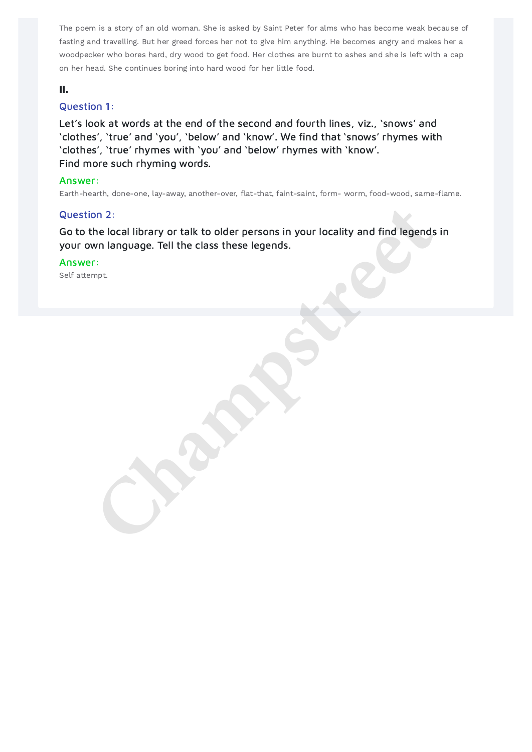The poem is a story of an old woman. She is asked by Saint Peter for alms who has become weak because of fasting and travelling. But her greed forces her not to give him anything. He becomes angry and makes her a woodpecker who bores hard, dry wood to get food. Her clothes are burnt to ashes and she is left with a cap on her head. She continues boring into hard wood for her little food.

## II.

### Question 1:

**Let's look at words at the end of the second and fourth lines, viz., 'snows' and 'clothes', 'true' and 'you', 'below' and 'know'. We find that 'snows' rhymes with 'clothes', 'true' rhymes with 'you' and 'below' rhymes with 'know'. Find more such rhyming words.**

**Answer:**

Earth-hearth, done-one, lay-away, another-over, flat-that, faint-saint, form- worm, food-wood, same-flame.

### Question 2:

**Go to the local library or talk to older persons in your locality and find legends in your own language. Tell the class these legends.**

**Answer:**

Self attempt.